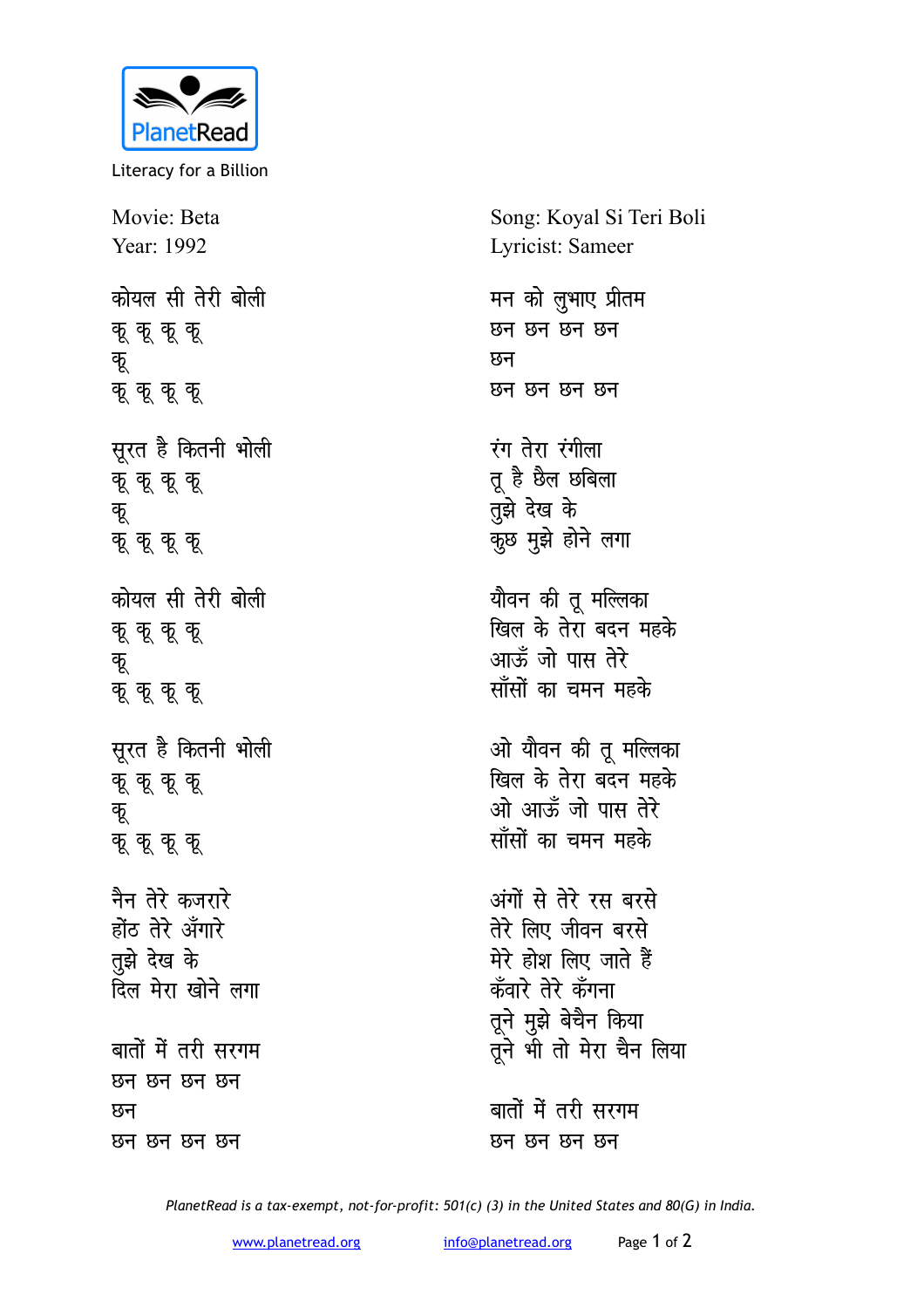PlanetRead

Literacy for a Billion

Movie: Beta
Year: 1992

Song: Koyal Si Teri Boli
Lyricist: Sameer

कोयल सी तेरी बोली
कू कू कू कू
कू
कू कू कू कू

सूरत है कितनी भोली
कू कू कू कू
कू
कू कू कू कू

कोयल सी तेरी बोली
कू कू कू कू
कू
कू कू कू कू

सूरत है कितनी भोली
कू कू कू कू
कू
कू कू कू कू

नैन तेरे कजरारे
होंठ तेरे अँगारे
तुझे देख के
दिल मेरा खोने लगा

बातों में तरी सरगम
छन छन छन छन
छन
छन छन छन छन

मन को लुभाए प्रीतम
छन छन छन छन
छन
छन छन छन छन

रंग तेरा रंगीला
तू है छैल छबिला
तुझे देख के
कुछ मुझे होने लगा

यौवन की तू मल्लिका
खिल के तेरा बदन महके
आऊँ जो पास तेरे
साँसों का चमन महके

ओ यौवन की तू मल्लिका
खिल के तेरा बदन महके
ओ आऊँ जो पास तेरे
साँसों का चमन महके

अंगों से तेरे रस बरसे
तेरे लिए जीवन बरसे
मेरे होश लिए जाते हैं
कँवारे तेरे कँगना
तूने मुझे बेचैन किया
तूने भी तो मेरा चैन लिया

बातों में तरी सरगम
छन छन छन छन

*PlanetRead is a tax-exempt, not-for-profit: 501(c) (3) in the United States and 80(G) in India.*

www.planetread.org info@planetread.org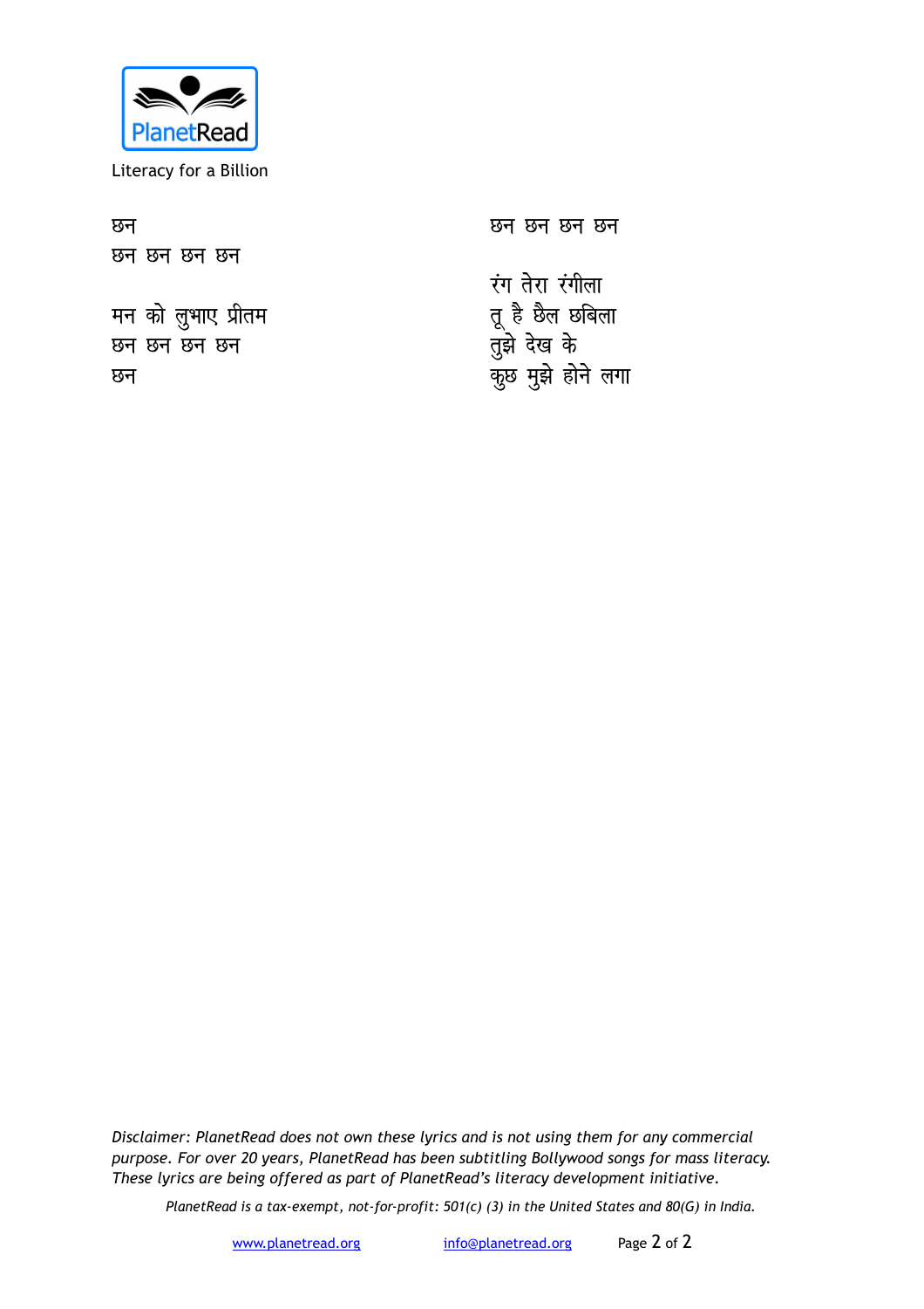Literacy for a Billion

छन
छन छन छन छन

मन को लुभाए प्रीतम
छन छन छन छन
छन

छन छन छन छन

रंग तेरा रंगीला
तू है छैल छबिला
तुझे देख के
कुछ मुझे होने लगा

*Disclaimer: PlanetRead does not own these lyrics and is not using them for any commercial purpose. For over 20 years, PlanetRead has been subtitling Bollywood songs for mass literacy. These lyrics are being offered as part of PlanetRead's literacy development initiative.*

*PlanetRead is a tax-exempt, not-for-profit: 501(c) (3) in the United States and 80(G) in India.*

www.planetread.org info@planetread.org